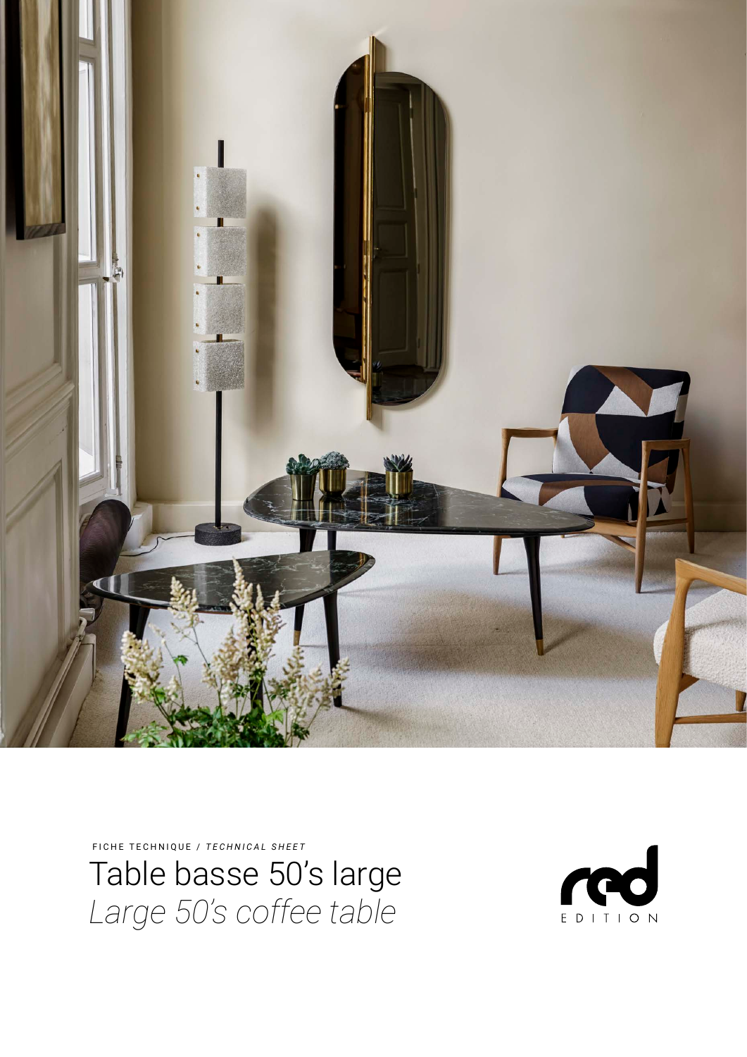FICHE TECHNIQUE / *TECHNICAL SHEET*

# Table basse 50's large
# *Large 50's coffee table*

red EDITION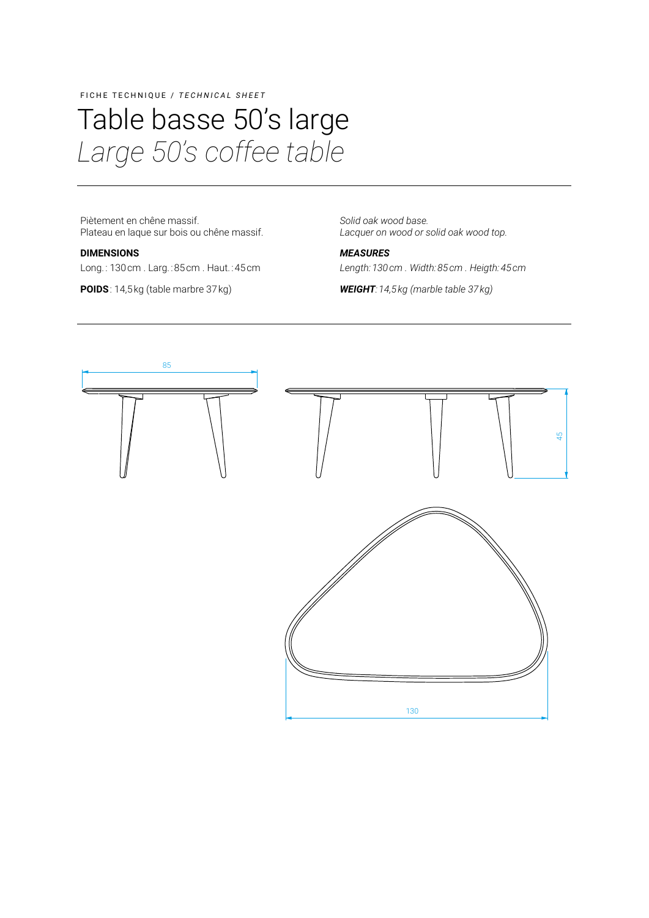FICHE TECHNIQUE / *TECHNICAL SHEET*

# Table basse 50's large
# *Large 50's coffee table*

Piètement en chêne massif.
Plateau en laque sur bois ou chêne massif.

**DIMENSIONS**

Long. : 130 cm . Larg. : 85 cm . Haut. : 45 cm

**POIDS** : 14,5 kg (table marbre 37 kg)

*Solid oak wood base.*
*Lacquer on wood or solid oak wood top.*

***MEASURES***

*Length: 130 cm . Width: 85 cm . Heigth: 45 cm*

***WEIGHT**: 14,5 kg (marble table 37 kg)*

85

45

130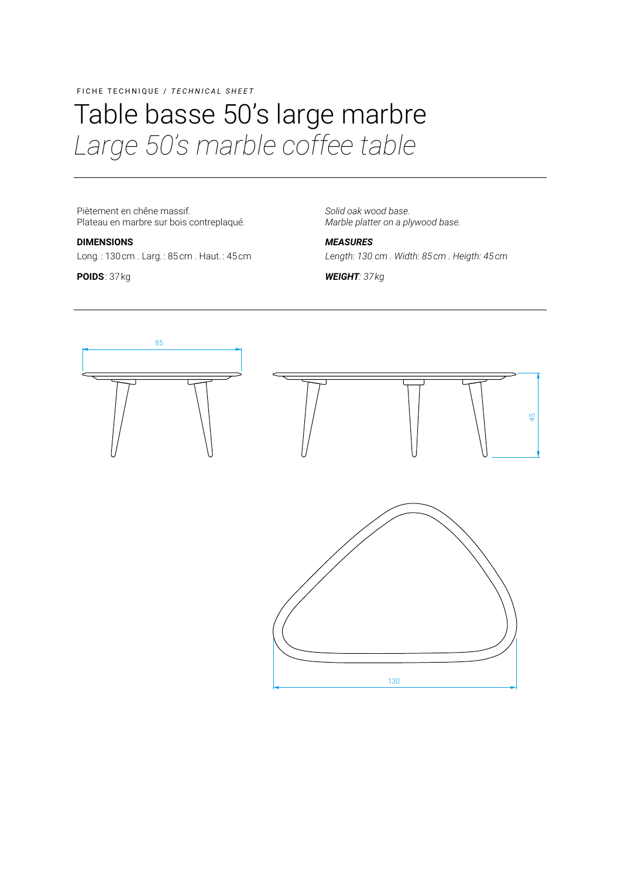FICHE TECHNIQUE / *TECHNICAL SHEET*

# Table basse 50's large marbre
## *Large 50's marble coffee table*

---

Piètement en chêne massif.
Plateau en marbre sur bois contreplaqué.

**DIMENSIONS**

Long. : 130 cm . Larg. : 85 cm . Haut. : 45 cm

**POIDS** : 37 kg

*Solid oak wood base.*
*Marble platter on a plywood base.*

***MEASURES***

*Length: 130 cm . Width: 85 cm . Heigth: 45 cm*

***WEIGHT****: 37 kg*

---

85

45

130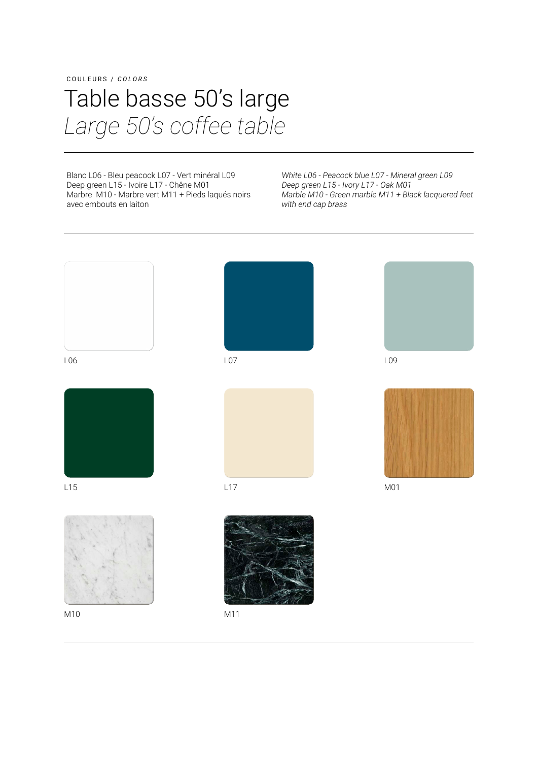COULEURS / *COLORS*

# Table basse 50's large

## *Large 50's coffee table*

Blanc L06 - Bleu peacock L07 - Vert minéral L09
Deep green L15 - Ivoire L17 - Chêne M01
Marbre M10 - Marbre vert M11 + Pieds laqués noirs avec embouts en laiton

*White L06 - Peacock blue L07 - Mineral green L09*
*Deep green L15 - Ivory L17 - Oak M01*
*Marble M10 - Green marble M11 + Black lacquered feet with end cap brass*

L06

L07

L09

L15

L17

M01

M10

M11